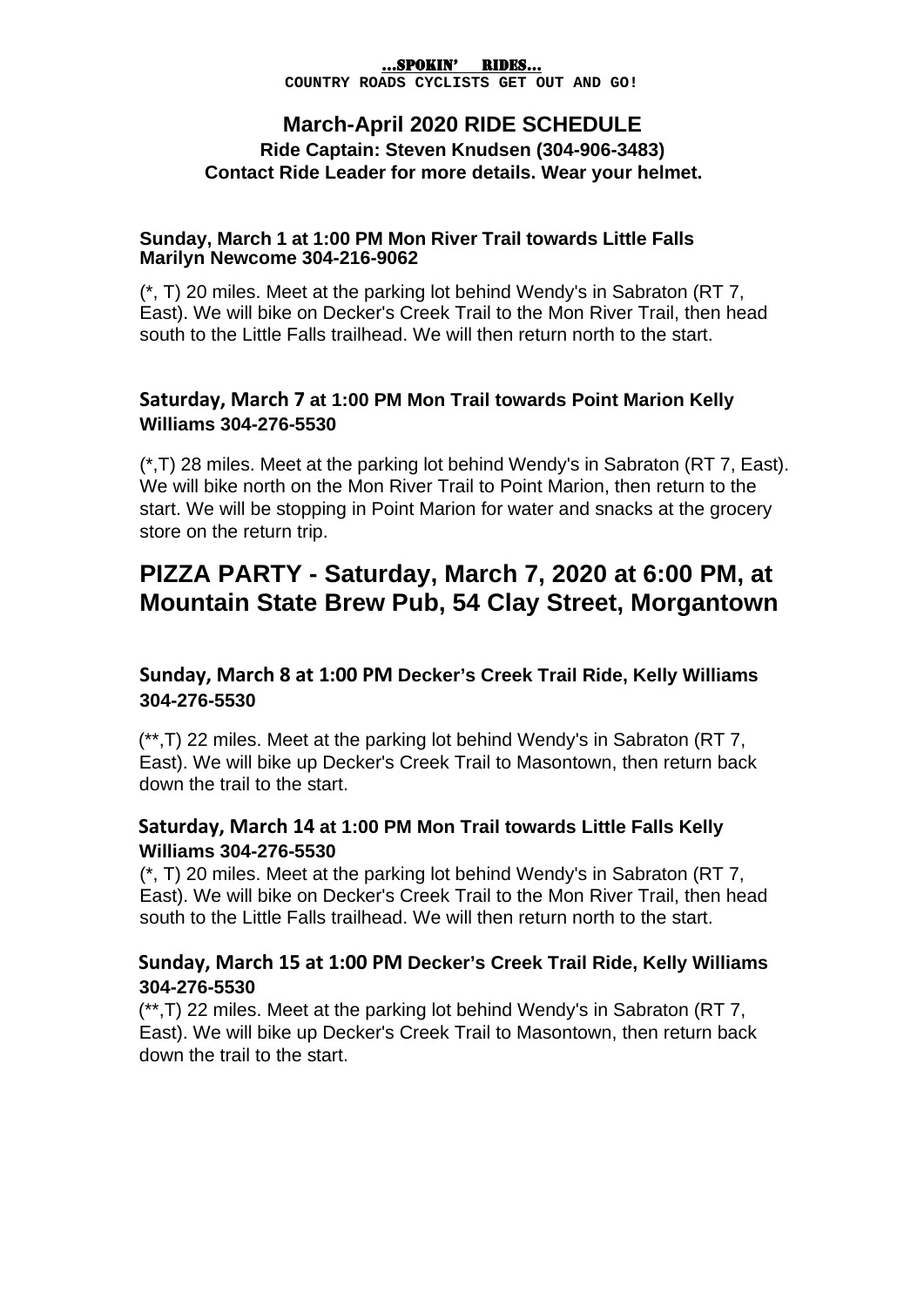**...SPOKIN' RIDES...**
**COUNTRY ROADS CYCLISTS GET OUT AND GO!**

# March-April 2020 RIDE SCHEDULE

**Ride Captain: Steven Knudsen (304-906-3483)**
**Contact Ride Leader for more details. Wear your helmet.**

### Sunday, March 1 at 1:00 PM Mon River Trail towards Little Falls Marilyn Newcome 304-216-9062

(*, T) 20 miles. Meet at the parking lot behind Wendy's in Sabraton (RT 7, East). We will bike on Decker's Creek Trail to the Mon River Trail, then head south to the Little Falls trailhead. We will then return north to the start.

### Saturday, March 7 at 1:00 PM Mon Trail towards Point Marion Kelly Williams 304-276-5530

(*,T) 28 miles. Meet at the parking lot behind Wendy's in Sabraton (RT 7, East). We will bike north on the Mon River Trail to Point Marion, then return to the start. We will be stopping in Point Marion for water and snacks at the grocery store on the return trip.

## PIZZA PARTY - Saturday, March 7, 2020 at 6:00 PM, at Mountain State Brew Pub, 54 Clay Street, Morgantown

### Sunday, March 8 at 1:00 PM Decker's Creek Trail Ride, Kelly Williams 304-276-5530

(**,T) 22 miles. Meet at the parking lot behind Wendy's in Sabraton (RT 7, East). We will bike up Decker's Creek Trail to Masontown, then return back down the trail to the start.

### Saturday, March 14 at 1:00 PM Mon Trail towards Little Falls Kelly Williams 304-276-5530

(*, T) 20 miles. Meet at the parking lot behind Wendy's in Sabraton (RT 7, East). We will bike on Decker's Creek Trail to the Mon River Trail, then head south to the Little Falls trailhead. We will then return north to the start.

### Sunday, March 15 at 1:00 PM Decker's Creek Trail Ride, Kelly Williams 304-276-5530

(**,T) 22 miles. Meet at the parking lot behind Wendy's in Sabraton (RT 7, East). We will bike up Decker's Creek Trail to Masontown, then return back down the trail to the start.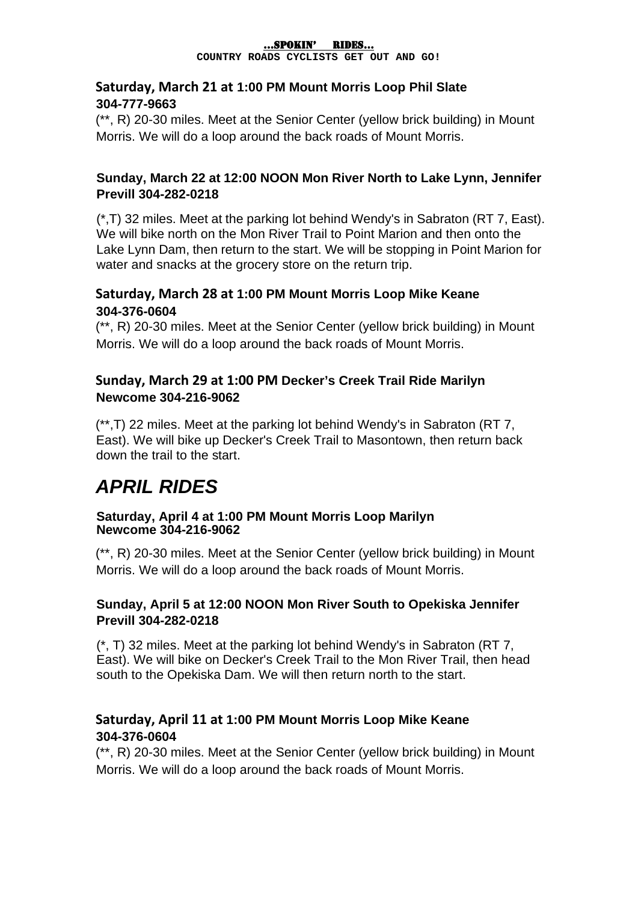**...SPOKIN' RIDES...**
**COUNTRY ROADS CYCLISTS GET OUT AND GO!**

**Saturday, March 21 at 1:00 PM Mount Morris Loop Phil Slate 304-777-9663**

(**, R) 20-30 miles. Meet at the Senior Center (yellow brick building) in Mount Morris. We will do a loop around the back roads of Mount Morris.

**Sunday, March 22 at 12:00 NOON Mon River North to Lake Lynn, Jennifer Previll 304-282-0218**

(*,T) 32 miles. Meet at the parking lot behind Wendy's in Sabraton (RT 7, East). We will bike north on the Mon River Trail to Point Marion and then onto the Lake Lynn Dam, then return to the start. We will be stopping in Point Marion for water and snacks at the grocery store on the return trip.

**Saturday, March 28 at 1:00 PM Mount Morris Loop Mike Keane 304-376-0604**

(**, R) 20-30 miles. Meet at the Senior Center (yellow brick building) in Mount Morris. We will do a loop around the back roads of Mount Morris.

**Sunday, March 29 at 1:00 PM Decker's Creek Trail Ride Marilyn Newcome 304-216-9062**

(**,T) 22 miles. Meet at the parking lot behind Wendy's in Sabraton (RT 7, East). We will bike up Decker's Creek Trail to Masontown, then return back down the trail to the start.

# *APRIL RIDES*

**Saturday, April 4 at 1:00 PM Mount Morris Loop Marilyn Newcome 304-216-9062**

(**, R) 20-30 miles. Meet at the Senior Center (yellow brick building) in Mount Morris. We will do a loop around the back roads of Mount Morris.

**Sunday, April 5 at 12:00 NOON Mon River South to Opekiska Jennifer Previll 304-282-0218**

(*, T) 32 miles. Meet at the parking lot behind Wendy's in Sabraton (RT 7, East). We will bike on Decker's Creek Trail to the Mon River Trail, then head south to the Opekiska Dam. We will then return north to the start.

**Saturday, April 11 at 1:00 PM Mount Morris Loop Mike Keane 304-376-0604**

(**, R) 20-30 miles. Meet at the Senior Center (yellow brick building) in Mount Morris. We will do a loop around the back roads of Mount Morris.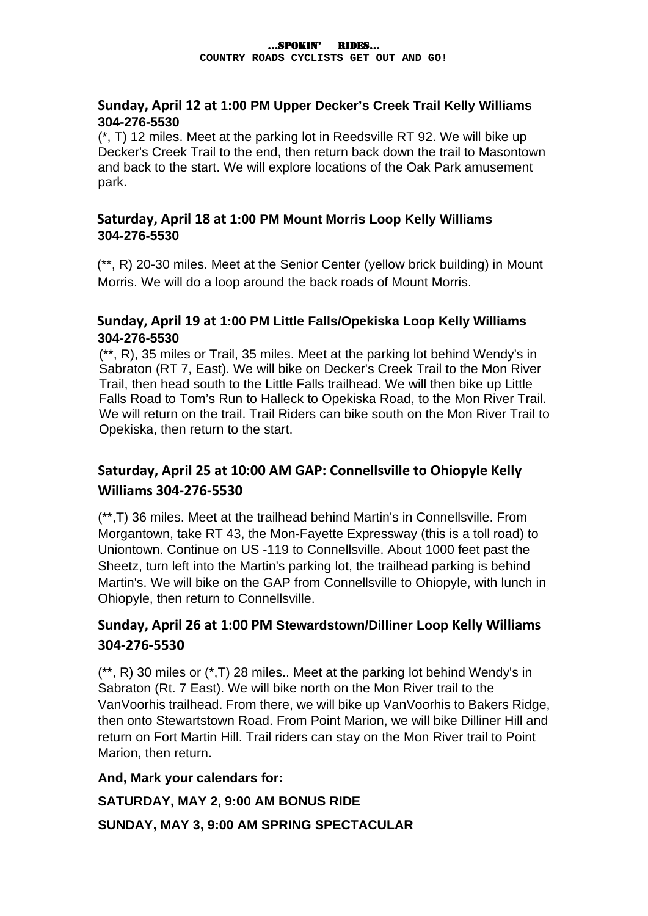**...SPOKIN' RIDES...**
**COUNTRY ROADS CYCLISTS GET OUT AND GO!**

**Sunday, April 12 at 1:00 PM Upper Decker's Creek Trail Kelly Williams 304-276-5530**

(*, T) 12 miles. Meet at the parking lot in Reedsville RT 92. We will bike up Decker's Creek Trail to the end, then return back down the trail to Masontown and back to the start. We will explore locations of the Oak Park amusement park.

**Saturday, April 18 at 1:00 PM Mount Morris Loop Kelly Williams 304-276-5530**

(**, R) 20-30 miles. Meet at the Senior Center (yellow brick building) in Mount Morris. We will do a loop around the back roads of Mount Morris.

**Sunday, April 19 at 1:00 PM Little Falls/Opekiska Loop Kelly Williams 304-276-5530**

(**, R), 35 miles or Trail, 35 miles. Meet at the parking lot behind Wendy's in Sabraton (RT 7, East). We will bike on Decker's Creek Trail to the Mon River Trail, then head south to the Little Falls trailhead. We will then bike up Little Falls Road to Tom's Run to Halleck to Opekiska Road, to the Mon River Trail. We will return on the trail. Trail Riders can bike south on the Mon River Trail to Opekiska, then return to the start.

**Saturday, April 25 at 10:00 AM GAP: Connellsville to Ohiopyle Kelly Williams 304-276-5530**

(**,T) 36 miles. Meet at the trailhead behind Martin's in Connellsville. From Morgantown, take RT 43, the Mon-Fayette Expressway (this is a toll road) to Uniontown. Continue on US -119 to Connellsville. About 1000 feet past the Sheetz, turn left into the Martin's parking lot, the trailhead parking is behind Martin's. We will bike on the GAP from Connellsville to Ohiopyle, with lunch in Ohiopyle, then return to Connellsville.

**Sunday, April 26 at 1:00 PM Stewardstown/Dilliner Loop Kelly Williams 304-276-5530**

(**, R) 30 miles or (*,T) 28 miles.. Meet at the parking lot behind Wendy's in Sabraton (Rt. 7 East). We will bike north on the Mon River trail to the VanVoorhis trailhead. From there, we will bike up VanVoorhis to Bakers Ridge, then onto Stewartstown Road. From Point Marion, we will bike Dilliner Hill and return on Fort Martin Hill. Trail riders can stay on the Mon River trail to Point Marion, then return.

**And, Mark your calendars for:**

**SATURDAY, MAY 2, 9:00 AM BONUS RIDE**

**SUNDAY, MAY 3, 9:00 AM SPRING SPECTACULAR**